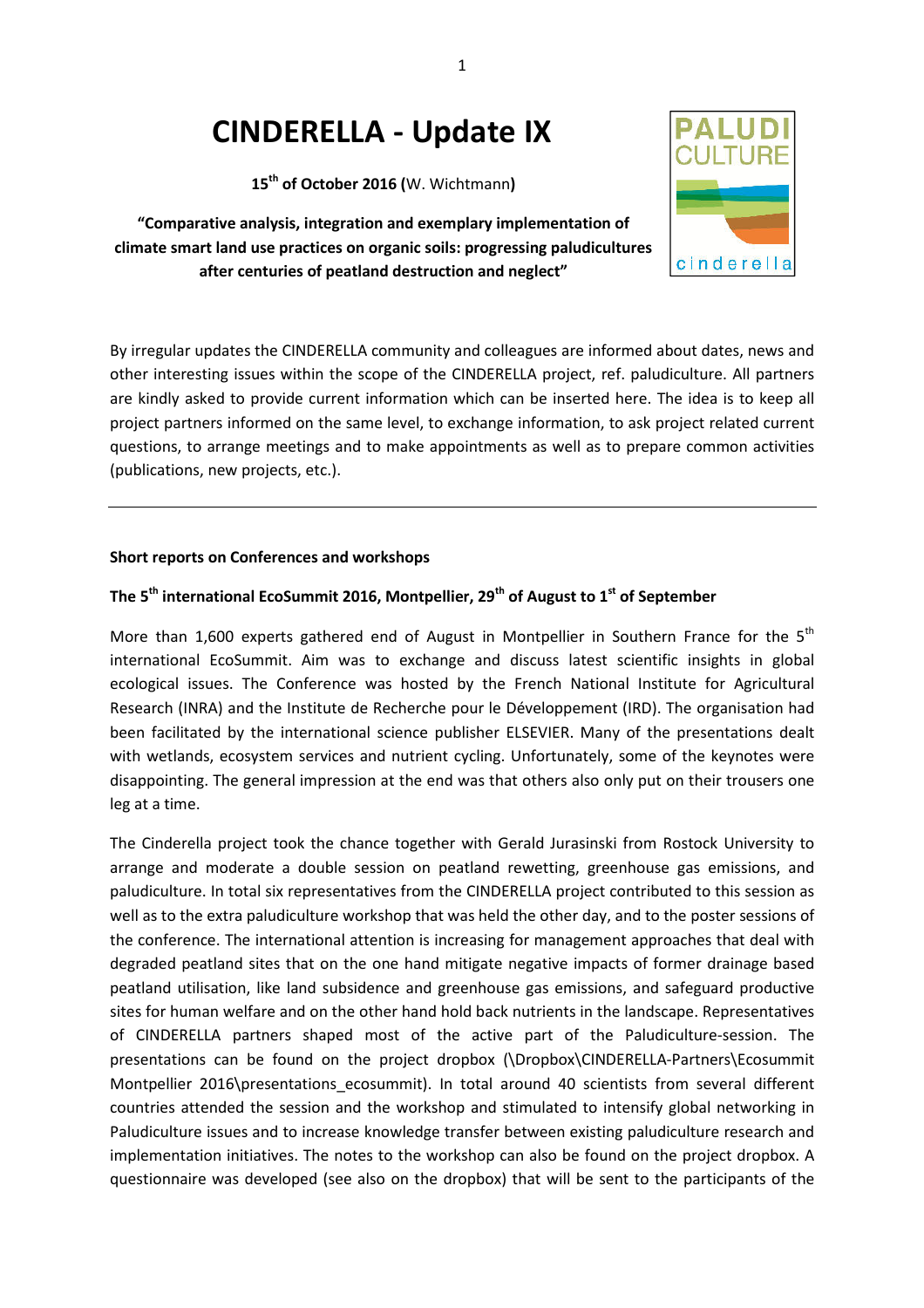# CINDERELLA - Update IX

**15th of October 2016 (**W. Wichtmann**)**

**"Comparative analysis, integration and exemplary implementation of climate smart land use practices on organic soils: progressing paludicultures after centuries of peatland destruction and neglect"**

By irregular updates the CINDERELLA community and colleagues are informed about dates, news and other interesting issues within the scope of the CINDERELLA project, ref. paludiculture. All partners are kindly asked to provide current information which can be inserted here. The idea is to keep all project partners informed on the same level, to exchange information, to ask project related current questions, to arrange meetings and to make appointments as well as to prepare common activities (publications, new projects, etc.).

---

**Short reports on Conferences and workshops**

### The 5th international EcoSummit 2016, Montpellier, 29th of August to 1st of September

More than 1,600 experts gathered end of August in Montpellier in Southern France for the 5th international EcoSummit. Aim was to exchange and discuss latest scientific insights in global ecological issues. The Conference was hosted by the French National Institute for Agricultural Research (INRA) and the Institute de Recherche pour le Développement (IRD). The organisation had been facilitated by the international science publisher ELSEVIER. Many of the presentations dealt with wetlands, ecosystem services and nutrient cycling. Unfortunately, some of the keynotes were disappointing. The general impression at the end was that others also only put on their trousers one leg at a time.

The Cinderella project took the chance together with Gerald Jurasinski from Rostock University to arrange and moderate a double session on peatland rewetting, greenhouse gas emissions, and paludiculture. In total six representatives from the CINDERELLA project contributed to this session as well as to the extra paludiculture workshop that was held the other day, and to the poster sessions of the conference. The international attention is increasing for management approaches that deal with degraded peatland sites that on the one hand mitigate negative impacts of former drainage based peatland utilisation, like land subsidence and greenhouse gas emissions, and safeguard productive sites for human welfare and on the other hand hold back nutrients in the landscape. Representatives of CINDERELLA partners shaped most of the active part of the Paludiculture-session. The presentations can be found on the project dropbox (\Dropbox\CINDERELLA-Partners\Ecosummit Montpellier 2016\presentations_ecosummit). In total around 40 scientists from several different countries attended the session and the workshop and stimulated to intensify global networking in Paludiculture issues and to increase knowledge transfer between existing paludiculture research and implementation initiatives. The notes to the workshop can also be found on the project dropbox. A questionnaire was developed (see also on the dropbox) that will be sent to the participants of the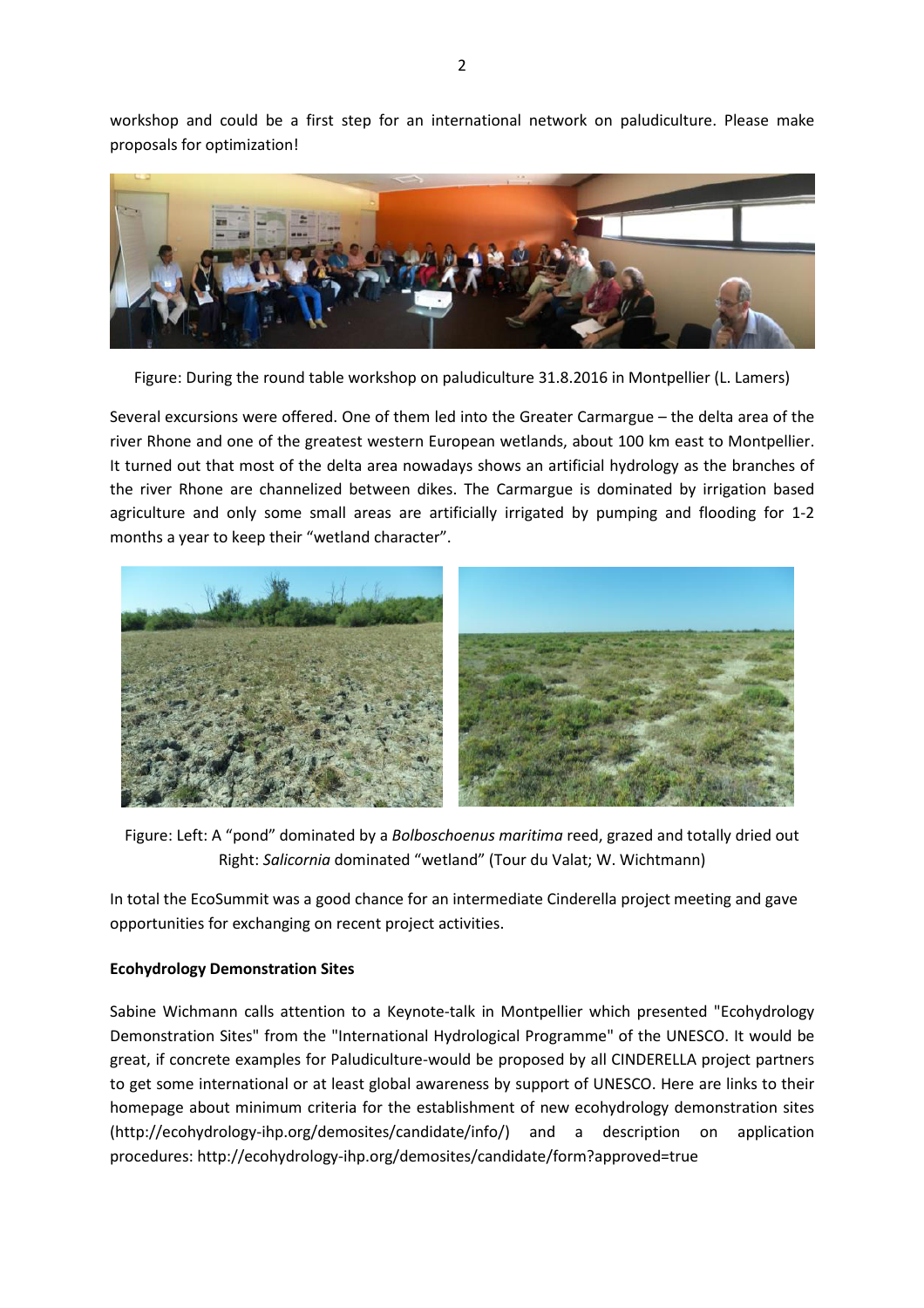workshop and could be a first step for an international network on paludiculture. Please make proposals for optimization!

Figure: During the round table workshop on paludiculture 31.8.2016 in Montpellier (L. Lamers)

Several excursions were offered. One of them led into the Greater Carmargue – the delta area of the river Rhone and one of the greatest western European wetlands, about 100 km east to Montpellier. It turned out that most of the delta area nowadays shows an artificial hydrology as the branches of the river Rhone are channelized between dikes. The Carmargue is dominated by irrigation based agriculture and only some small areas are artificially irrigated by pumping and flooding for 1-2 months a year to keep their "wetland character".

Figure: Left: A "pond" dominated by a *Bolboschoenus maritima* reed, grazed and totally dried out
Right: *Salicornia* dominated "wetland" (Tour du Valat; W. Wichtmann)

In total the EcoSummit was a good chance for an intermediate Cinderella project meeting and gave opportunities for exchanging on recent project activities.

**Ecohydrology Demonstration Sites**

Sabine Wichmann calls attention to a Keynote-talk in Montpellier which presented "Ecohydrology Demonstration Sites" from the "International Hydrological Programme" of the UNESCO. It would be great, if concrete examples for Paludiculture-would be proposed by all CINDERELLA project partners to get some international or at least global awareness by support of UNESCO. Here are links to their homepage about minimum criteria for the establishment of new ecohydrology demonstration sites (http://ecohydrology-ihp.org/demosites/candidate/info/) and a description on application procedures: http://ecohydrology-ihp.org/demosites/candidate/form?approved=true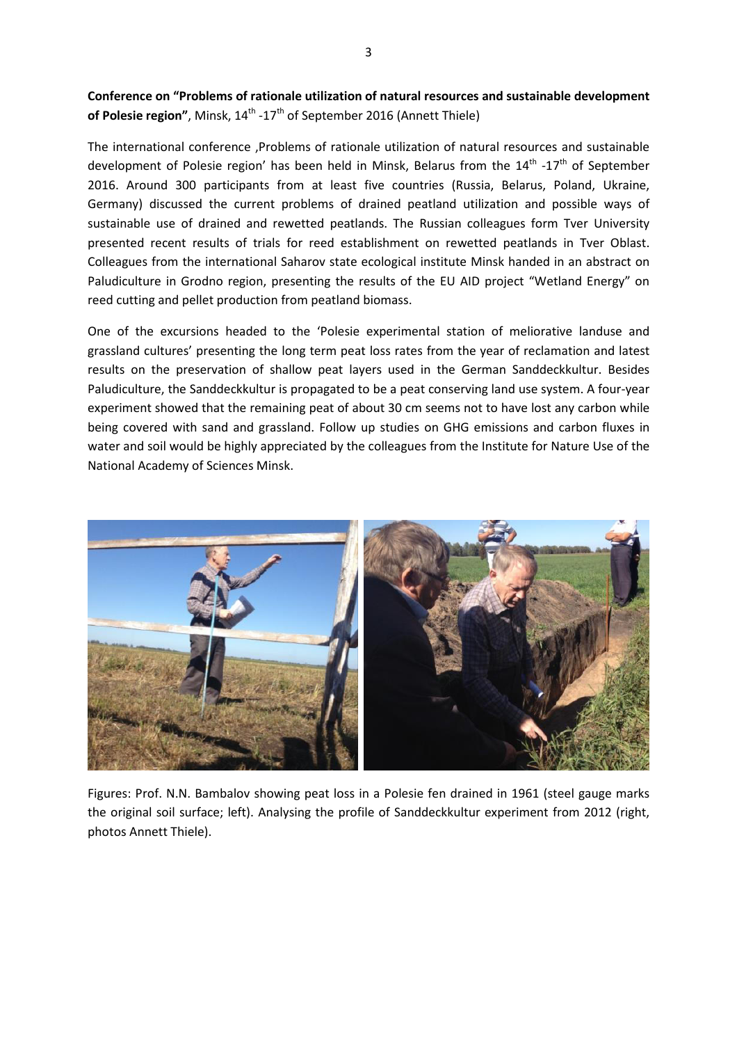**Conference on "Problems of rationale utilization of natural resources and sustainable development of Polesie region"**, Minsk, 14[th] -17[th] of September 2016 (Annett Thiele)

The international conference ‚Problems of rationale utilization of natural resources and sustainable development of Polesie region' has been held in Minsk, Belarus from the 14[th] -17[th] of September 2016. Around 300 participants from at least five countries (Russia, Belarus, Poland, Ukraine, Germany) discussed the current problems of drained peatland utilization and possible ways of sustainable use of drained and rewetted peatlands. The Russian colleagues form Tver University presented recent results of trials for reed establishment on rewetted peatlands in Tver Oblast. Colleagues from the international Saharov state ecological institute Minsk handed in an abstract on Paludiculture in Grodno region, presenting the results of the EU AID project "Wetland Energy" on reed cutting and pellet production from peatland biomass.

One of the excursions headed to the 'Polesie experimental station of meliorative landuse and grassland cultures' presenting the long term peat loss rates from the year of reclamation and latest results on the preservation of shallow peat layers used in the German Sanddeckkultur. Besides Paludiculture, the Sanddeckkultur is propagated to be a peat conserving land use system. A four-year experiment showed that the remaining peat of about 30 cm seems not to have lost any carbon while being covered with sand and grassland. Follow up studies on GHG emissions and carbon fluxes in water and soil would be highly appreciated by the colleagues from the Institute for Nature Use of the National Academy of Sciences Minsk.

Figures: Prof. N.N. Bambalov showing peat loss in a Polesie fen drained in 1961 (steel gauge marks the original soil surface; left). Analysing the profile of Sanddeckkultur experiment from 2012 (right, photos Annett Thiele).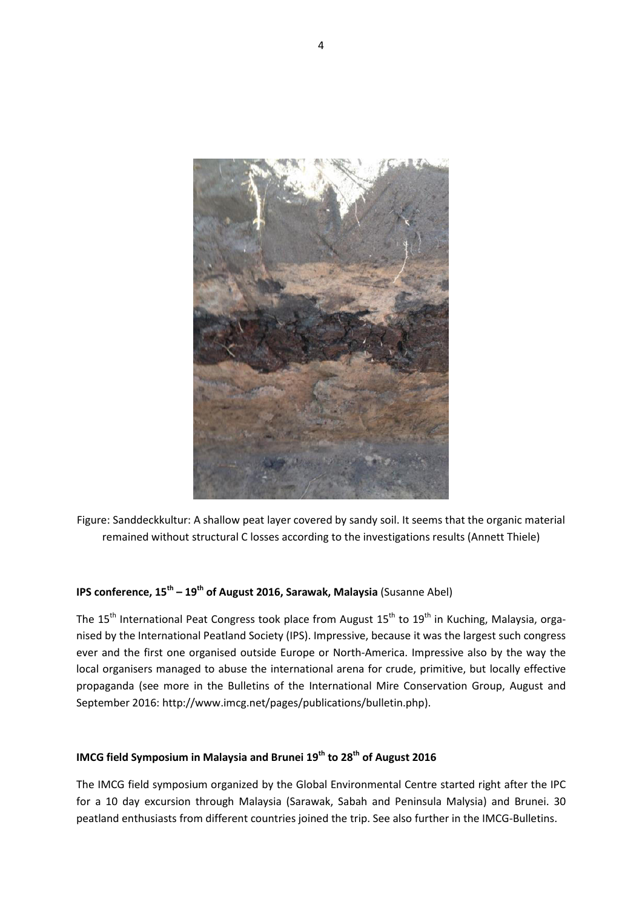Figure: Sanddeckkultur: A shallow peat layer covered by sandy soil. It seems that the organic material remained without structural C losses according to the investigations results (Annett Thiele)

**IPS conference, 15th – 19th of August 2016, Sarawak, Malaysia** (Susanne Abel)

The 15th International Peat Congress took place from August 15th to 19th in Kuching, Malaysia, organised by the International Peatland Society (IPS). Impressive, because it was the largest such congress ever and the first one organised outside Europe or North-America. Impressive also by the way the local organisers managed to abuse the international arena for crude, primitive, but locally effective propaganda (see more in the Bulletins of the International Mire Conservation Group, August and September 2016: http://www.imcg.net/pages/publications/bulletin.php).

**IMCG field Symposium in Malaysia and Brunei 19th to 28th of August 2016**

The IMCG field symposium organized by the Global Environmental Centre started right after the IPC for a 10 day excursion through Malaysia (Sarawak, Sabah and Peninsula Malysia) and Brunei. 30 peatland enthusiasts from different countries joined the trip. See also further in the IMCG-Bulletins.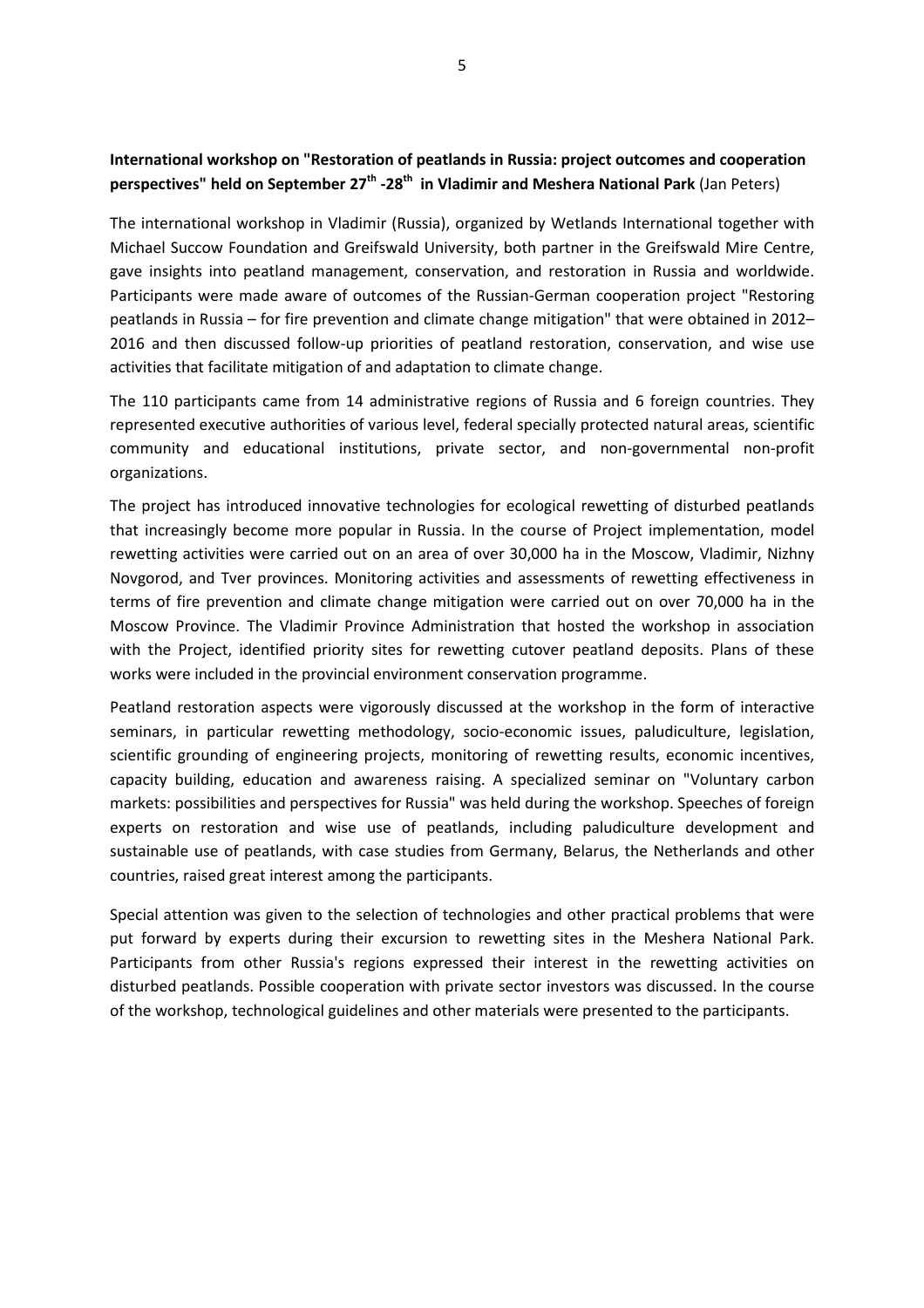**International workshop on "Restoration of peatlands in Russia: project outcomes and cooperation perspectives" held on September 27th -28th in Vladimir and Meshera National Park** (Jan Peters)

The international workshop in Vladimir (Russia), organized by Wetlands International together with Michael Succow Foundation and Greifswald University, both partner in the Greifswald Mire Centre, gave insights into peatland management, conservation, and restoration in Russia and worldwide. Participants were made aware of outcomes of the Russian-German cooperation project "Restoring peatlands in Russia – for fire prevention and climate change mitigation" that were obtained in 2012–2016 and then discussed follow-up priorities of peatland restoration, conservation, and wise use activities that facilitate mitigation of and adaptation to climate change.

The 110 participants came from 14 administrative regions of Russia and 6 foreign countries. They represented executive authorities of various level, federal specially protected natural areas, scientific community and educational institutions, private sector, and non-governmental non-profit organizations.

The project has introduced innovative technologies for ecological rewetting of disturbed peatlands that increasingly become more popular in Russia. In the course of Project implementation, model rewetting activities were carried out on an area of over 30,000 ha in the Moscow, Vladimir, Nizhny Novgorod, and Tver provinces. Monitoring activities and assessments of rewetting effectiveness in terms of fire prevention and climate change mitigation were carried out on over 70,000 ha in the Moscow Province. The Vladimir Province Administration that hosted the workshop in association with the Project, identified priority sites for rewetting cutover peatland deposits. Plans of these works were included in the provincial environment conservation programme.

Peatland restoration aspects were vigorously discussed at the workshop in the form of interactive seminars, in particular rewetting methodology, socio-economic issues, paludiculture, legislation, scientific grounding of engineering projects, monitoring of rewetting results, economic incentives, capacity building, education and awareness raising. A specialized seminar on "Voluntary carbon markets: possibilities and perspectives for Russia" was held during the workshop. Speeches of foreign experts on restoration and wise use of peatlands, including paludiculture development and sustainable use of peatlands, with case studies from Germany, Belarus, the Netherlands and other countries, raised great interest among the participants.

Special attention was given to the selection of technologies and other practical problems that were put forward by experts during their excursion to rewetting sites in the Meshera National Park. Participants from other Russia's regions expressed their interest in the rewetting activities on disturbed peatlands. Possible cooperation with private sector investors was discussed. In the course of the workshop, technological guidelines and other materials were presented to the participants.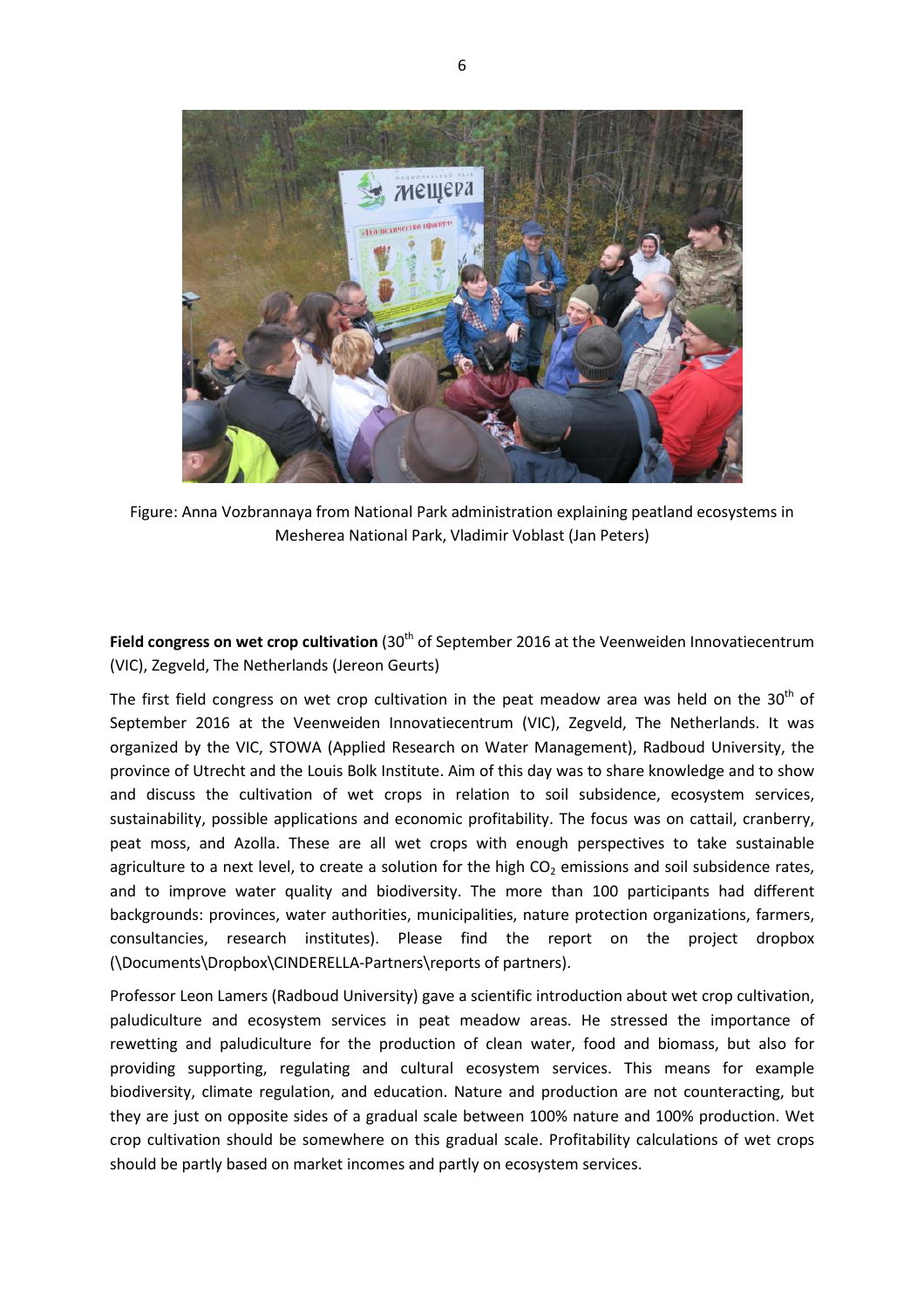Figure: Anna Vozbrannaya from National Park administration explaining peatland ecosystems in Mesherea National Park, Vladimir Voblast (Jan Peters)

**Field congress on wet crop cultivation** (30th of September 2016 at the Veenweiden Innovatiecentrum (VIC), Zegveld, The Netherlands (Jereon Geurts)

The first field congress on wet crop cultivation in the peat meadow area was held on the 30th of September 2016 at the Veenweiden Innovatiecentrum (VIC), Zegveld, The Netherlands. It was organized by the VIC, STOWA (Applied Research on Water Management), Radboud University, the province of Utrecht and the Louis Bolk Institute. Aim of this day was to share knowledge and to show and discuss the cultivation of wet crops in relation to soil subsidence, ecosystem services, sustainability, possible applications and economic profitability. The focus was on cattail, cranberry, peat moss, and Azolla. These are all wet crops with enough perspectives to take sustainable agriculture to a next level, to create a solution for the high $CO_2$ emissions and soil subsidence rates, and to improve water quality and biodiversity. The more than 100 participants had different backgrounds: provinces, water authorities, municipalities, nature protection organizations, farmers, consultancies, research institutes). Please find the report on the project dropbox (\Documents\Dropbox\CINDERELLA-Partners\reports of partners).

Professor Leon Lamers (Radboud University) gave a scientific introduction about wet crop cultivation, paludiculture and ecosystem services in peat meadow areas. He stressed the importance of rewetting and paludiculture for the production of clean water, food and biomass, but also for providing supporting, regulating and cultural ecosystem services. This means for example biodiversity, climate regulation, and education. Nature and production are not counteracting, but they are just on opposite sides of a gradual scale between 100% nature and 100% production. Wet crop cultivation should be somewhere on this gradual scale. Profitability calculations of wet crops should be partly based on market incomes and partly on ecosystem services.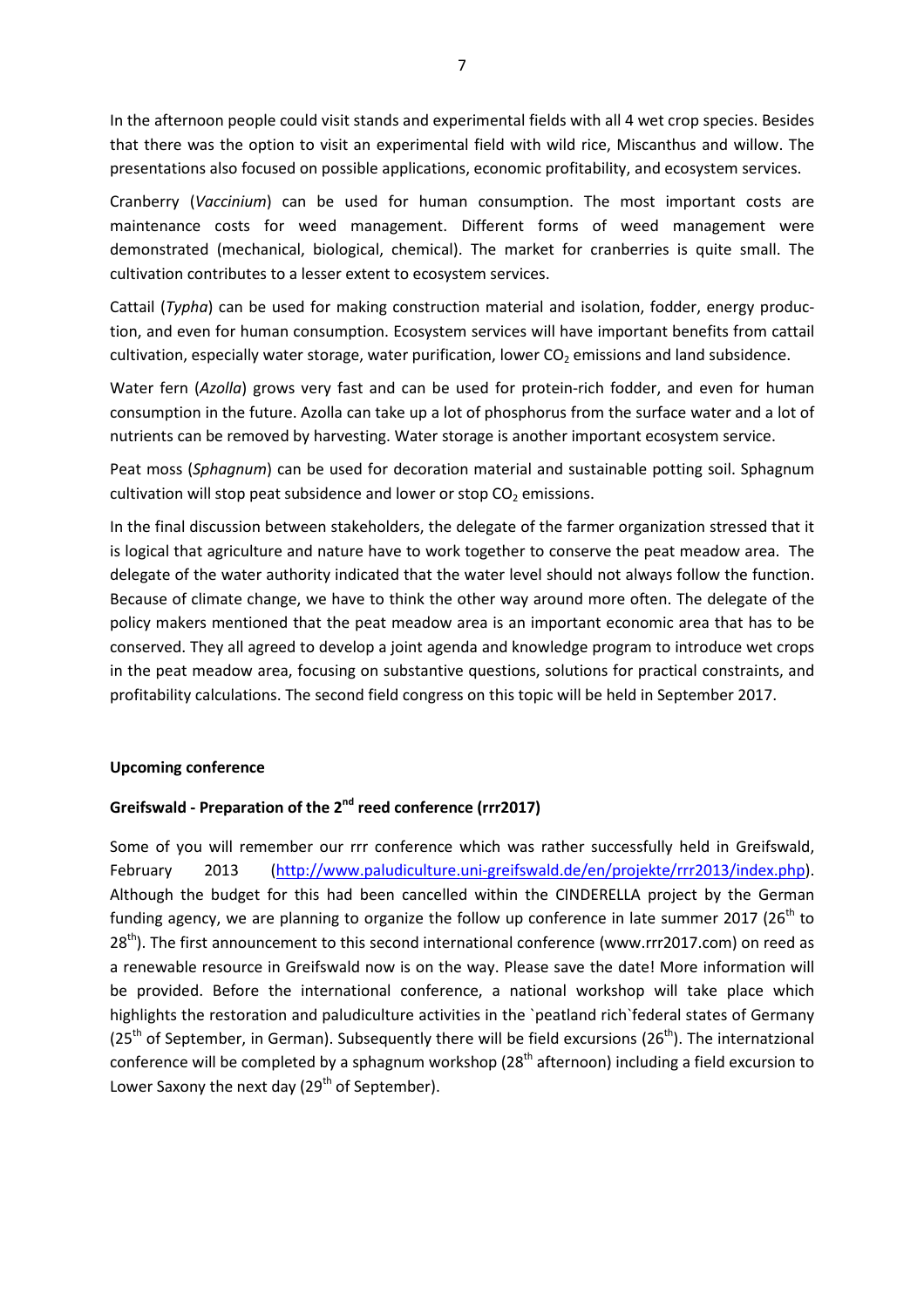In the afternoon people could visit stands and experimental fields with all 4 wet crop species. Besides that there was the option to visit an experimental field with wild rice, Miscanthus and willow. The presentations also focused on possible applications, economic profitability, and ecosystem services.

Cranberry (*Vaccinium*) can be used for human consumption. The most important costs are maintenance costs for weed management. Different forms of weed management were demonstrated (mechanical, biological, chemical). The market for cranberries is quite small. The cultivation contributes to a lesser extent to ecosystem services.

Cattail (*Typha*) can be used for making construction material and isolation, fodder, energy production, and even for human consumption. Ecosystem services will have important benefits from cattail cultivation, especially water storage, water purification, lower $CO_2$ emissions and land subsidence.

Water fern (*Azolla*) grows very fast and can be used for protein-rich fodder, and even for human consumption in the future. Azolla can take up a lot of phosphorus from the surface water and a lot of nutrients can be removed by harvesting. Water storage is another important ecosystem service.

Peat moss (*Sphagnum*) can be used for decoration material and sustainable potting soil. Sphagnum cultivation will stop peat subsidence and lower or stop $CO_2$ emissions.

In the final discussion between stakeholders, the delegate of the farmer organization stressed that it is logical that agriculture and nature have to work together to conserve the peat meadow area. The delegate of the water authority indicated that the water level should not always follow the function. Because of climate change, we have to think the other way around more often. The delegate of the policy makers mentioned that the peat meadow area is an important economic area that has to be conserved. They all agreed to develop a joint agenda and knowledge program to introduce wet crops in the peat meadow area, focusing on substantive questions, solutions for practical constraints, and profitability calculations. The second field congress on this topic will be held in September 2017.

**Upcoming conference**

**Greifswald - Preparation of the 2nd reed conference (rrr2017)**

Some of you will remember our rrr conference which was rather successfully held in Greifswald, February 2013 (http://www.paludiculture.uni-greifswald.de/en/projekte/rrr2013/index.php). Although the budget for this had been cancelled within the CINDERELLA project by the German funding agency, we are planning to organize the follow up conference in late summer 2017 (26th to 28th). The first announcement to this second international conference (www.rrr2017.com) on reed as a renewable resource in Greifswald now is on the way. Please save the date! More information will be provided. Before the international conference, a national workshop will take place which highlights the restoration and paludiculture activities in the `peatland rich`federal states of Germany (25th of September, in German). Subsequently there will be field excursions (26th). The internatzional conference will be completed by a sphagnum workshop (28th afternoon) including a field excursion to Lower Saxony the next day (29th of September).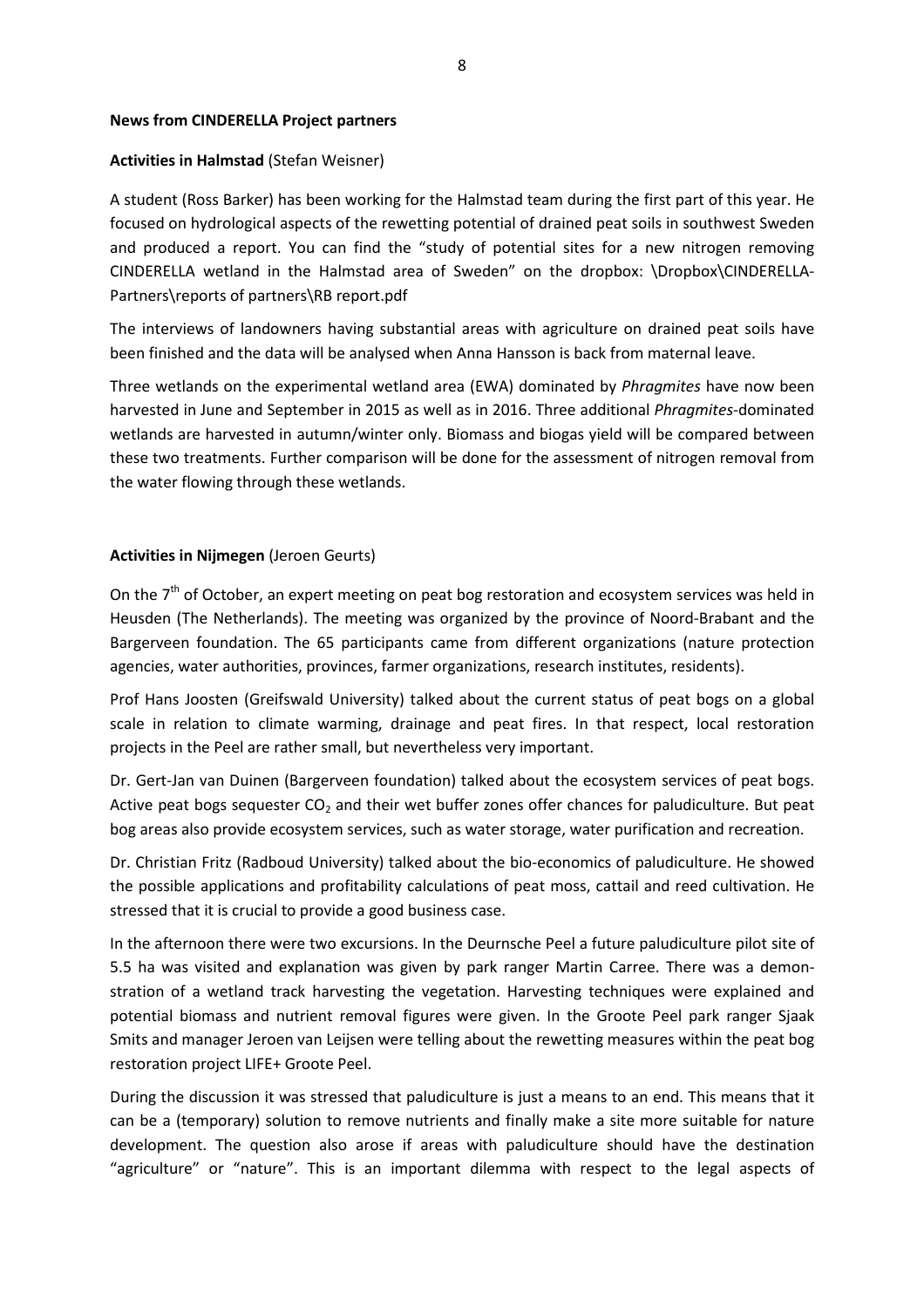**News from CINDERELLA Project partners**

**Activities in Halmstad** (Stefan Weisner)

A student (Ross Barker) has been working for the Halmstad team during the first part of this year. He focused on hydrological aspects of the rewetting potential of drained peat soils in southwest Sweden and produced a report. You can find the "study of potential sites for a new nitrogen removing CINDERELLA wetland in the Halmstad area of Sweden" on the dropbox: \Dropbox\CINDERELLA-Partners\reports of partners\RB report.pdf

The interviews of landowners having substantial areas with agriculture on drained peat soils have been finished and the data will be analysed when Anna Hansson is back from maternal leave.

Three wetlands on the experimental wetland area (EWA) dominated by *Phragmites* have now been harvested in June and September in 2015 as well as in 2016. Three additional *Phragmites*-dominated wetlands are harvested in autumn/winter only. Biomass and biogas yield will be compared between these two treatments. Further comparison will be done for the assessment of nitrogen removal from the water flowing through these wetlands.

**Activities in Nijmegen** (Jeroen Geurts)

On the 7th of October, an expert meeting on peat bog restoration and ecosystem services was held in Heusden (The Netherlands). The meeting was organized by the province of Noord-Brabant and the Bargerveen foundation. The 65 participants came from different organizations (nature protection agencies, water authorities, provinces, farmer organizations, research institutes, residents).

Prof Hans Joosten (Greifswald University) talked about the current status of peat bogs on a global scale in relation to climate warming, drainage and peat fires. In that respect, local restoration projects in the Peel are rather small, but nevertheless very important.

Dr. Gert-Jan van Duinen (Bargerveen foundation) talked about the ecosystem services of peat bogs. Active peat bogs sequester $CO_2$ and their wet buffer zones offer chances for paludiculture. But peat bog areas also provide ecosystem services, such as water storage, water purification and recreation.

Dr. Christian Fritz (Radboud University) talked about the bio-economics of paludiculture. He showed the possible applications and profitability calculations of peat moss, cattail and reed cultivation. He stressed that it is crucial to provide a good business case.

In the afternoon there were two excursions. In the Deurnsche Peel a future paludiculture pilot site of 5.5 ha was visited and explanation was given by park ranger Martin Carree. There was a demonstration of a wetland track harvesting the vegetation. Harvesting techniques were explained and potential biomass and nutrient removal figures were given. In the Groote Peel park ranger Sjaak Smits and manager Jeroen van Leijsen were telling about the rewetting measures within the peat bog restoration project LIFE+ Groote Peel.

During the discussion it was stressed that paludiculture is just a means to an end. This means that it can be a (temporary) solution to remove nutrients and finally make a site more suitable for nature development. The question also arose if areas with paludiculture should have the destination "agriculture" or "nature". This is an important dilemma with respect to the legal aspects of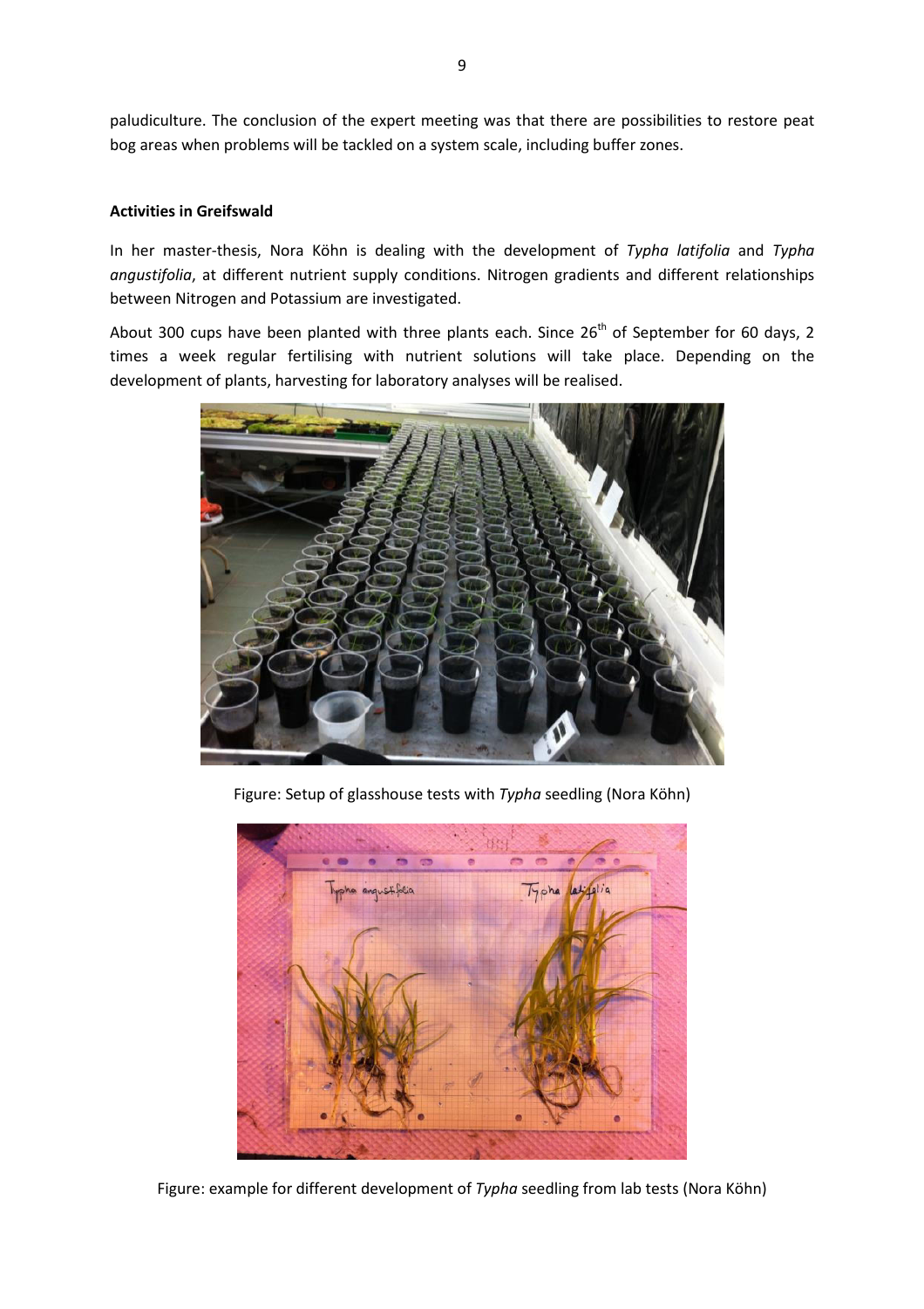paludiculture. The conclusion of the expert meeting was that there are possibilities to restore peat bog areas when problems will be tackled on a system scale, including buffer zones.

**Activities in Greifswald**

In her master-thesis, Nora Köhn is dealing with the development of *Typha latifolia* and *Typha angustifolia*, at different nutrient supply conditions. Nitrogen gradients and different relationships between Nitrogen and Potassium are investigated.

About 300 cups have been planted with three plants each. Since 26th of September for 60 days, 2 times a week regular fertilising with nutrient solutions will take place. Depending on the development of plants, harvesting for laboratory analyses will be realised.

Figure: Setup of glasshouse tests with *Typha* seedling (Nora Köhn)

Figure: example for different development of *Typha* seedling from lab tests (Nora Köhn)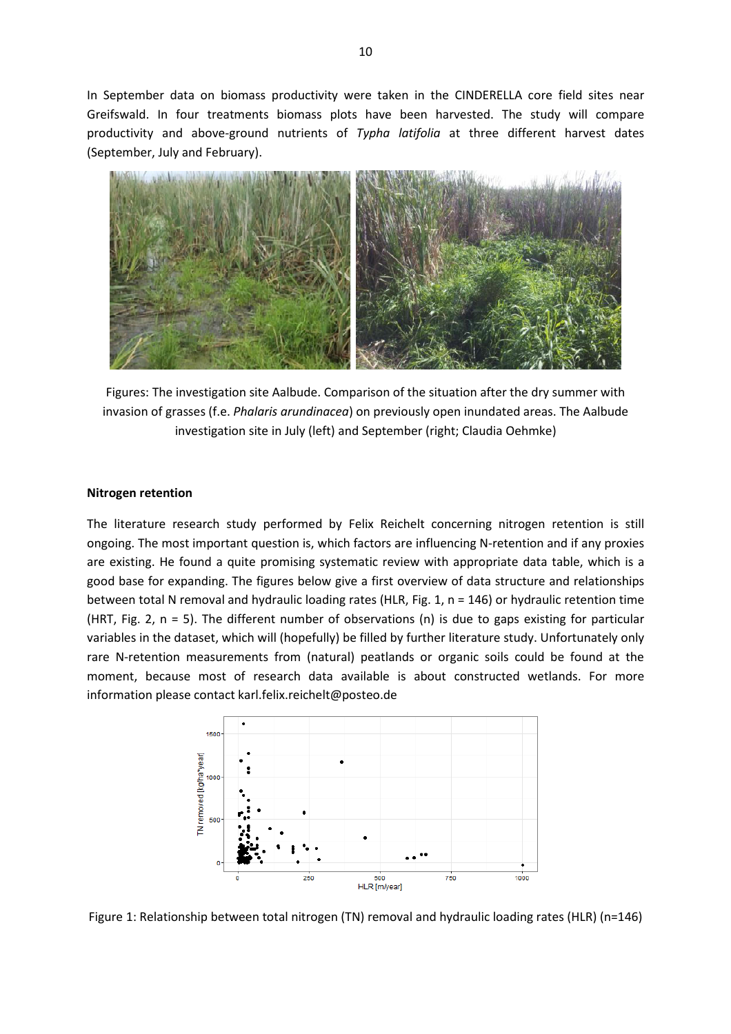In September data on biomass productivity were taken in the CINDERELLA core field sites near Greifswald. In four treatments biomass plots have been harvested. The study will compare productivity and above-ground nutrients of *Typha latifolia* at three different harvest dates (September, July and February).

Figures: The investigation site Aalbude. Comparison of the situation after the dry summer with invasion of grasses (f.e. *Phalaris arundinacea*) on previously open inundated areas. The Aalbude investigation site in July (left) and September (right; Claudia Oehmke)

**Nitrogen retention**

The literature research study performed by Felix Reichelt concerning nitrogen retention is still ongoing. The most important question is, which factors are influencing N-retention and if any proxies are existing. He found a quite promising systematic review with appropriate data table, which is a good base for expanding. The figures below give a first overview of data structure and relationships between total N removal and hydraulic loading rates (HLR, Fig. 1, n = 146) or hydraulic retention time (HRT, Fig. 2, n = 5). The different number of observations (n) is due to gaps existing for particular variables in the dataset, which will (hopefully) be filled by further literature study. Unfortunately only rare N-retention measurements from (natural) peatlands or organic soils could be found at the moment, because most of research data available is about constructed wetlands. For more information please contact karl.felix.reichelt@posteo.de

Figure 1: Relationship between total nitrogen (TN) removal and hydraulic loading rates (HLR) (n=146)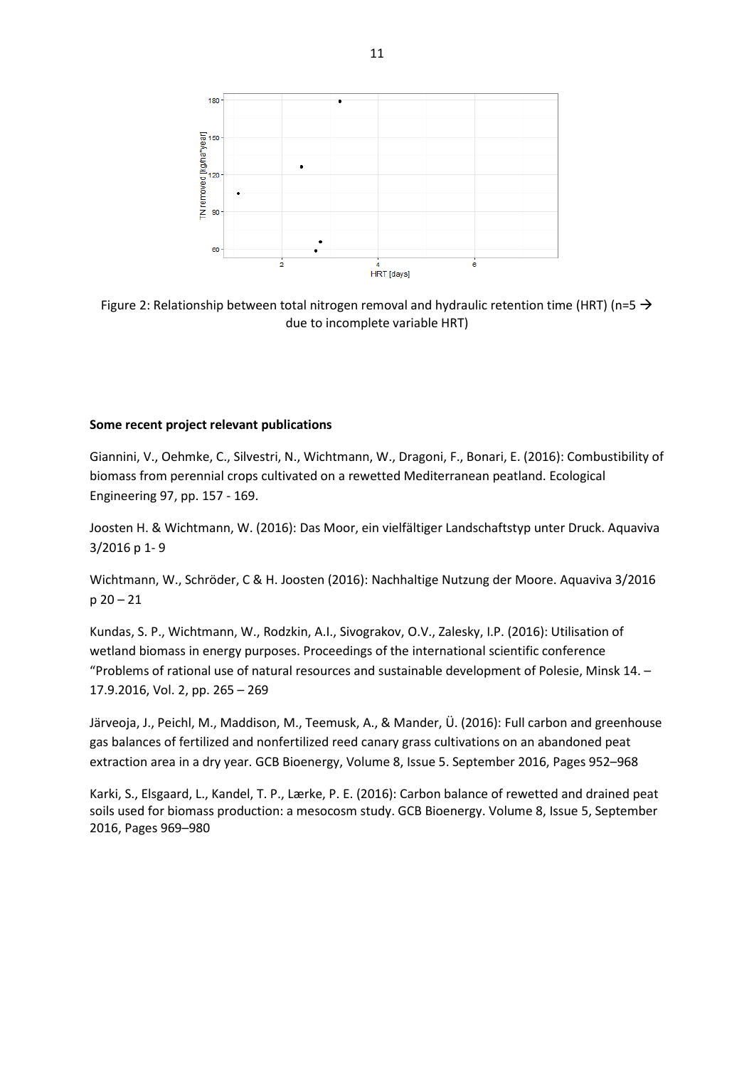180
150
120
90
60
TN removed [kg/ha*year]
2
4
6
HRT [days]

Figure 2: Relationship between total nitrogen removal and hydraulic retention time (HRT) (n=5 → due to incomplete variable HRT)

**Some recent project relevant publications**

Giannini, V., Oehmke, C., Silvestri, N., Wichtmann, W., Dragoni, F., Bonari, E. (2016): Combustibility of biomass from perennial crops cultivated on a rewetted Mediterranean peatland. Ecological Engineering 97, pp. 157 - 169.

Joosten H. & Wichtmann, W. (2016): Das Moor, ein vielfältiger Landschaftstyp unter Druck. Aquaviva 3/2016 p 1- 9

Wichtmann, W., Schröder, C & H. Joosten (2016): Nachhaltige Nutzung der Moore. Aquaviva 3/2016 p 20 – 21

Kundas, S. P., Wichtmann, W., Rodzkin, A.I., Sivograkov, O.V., Zalesky, I.P. (2016): Utilisation of wetland biomass in energy purposes. Proceedings of the international scientific conference "Problems of rational use of natural resources and sustainable development of Polesie, Minsk 14. – 17.9.2016, Vol. 2, pp. 265 – 269

Järveoja, J., Peichl, M., Maddison, M., Teemusk, A., & Mander, Ü. (2016): Full carbon and greenhouse gas balances of fertilized and nonfertilized reed canary grass cultivations on an abandoned peat extraction area in a dry year. GCB Bioenergy, Volume 8, Issue 5. September 2016, Pages 952–968

Karki, S., Elsgaard, L., Kandel, T. P., Lærke, P. E. (2016): Carbon balance of rewetted and drained peat soils used for biomass production: a mesocosm study. GCB Bioenergy. Volume 8, Issue 5, September 2016, Pages 969–980